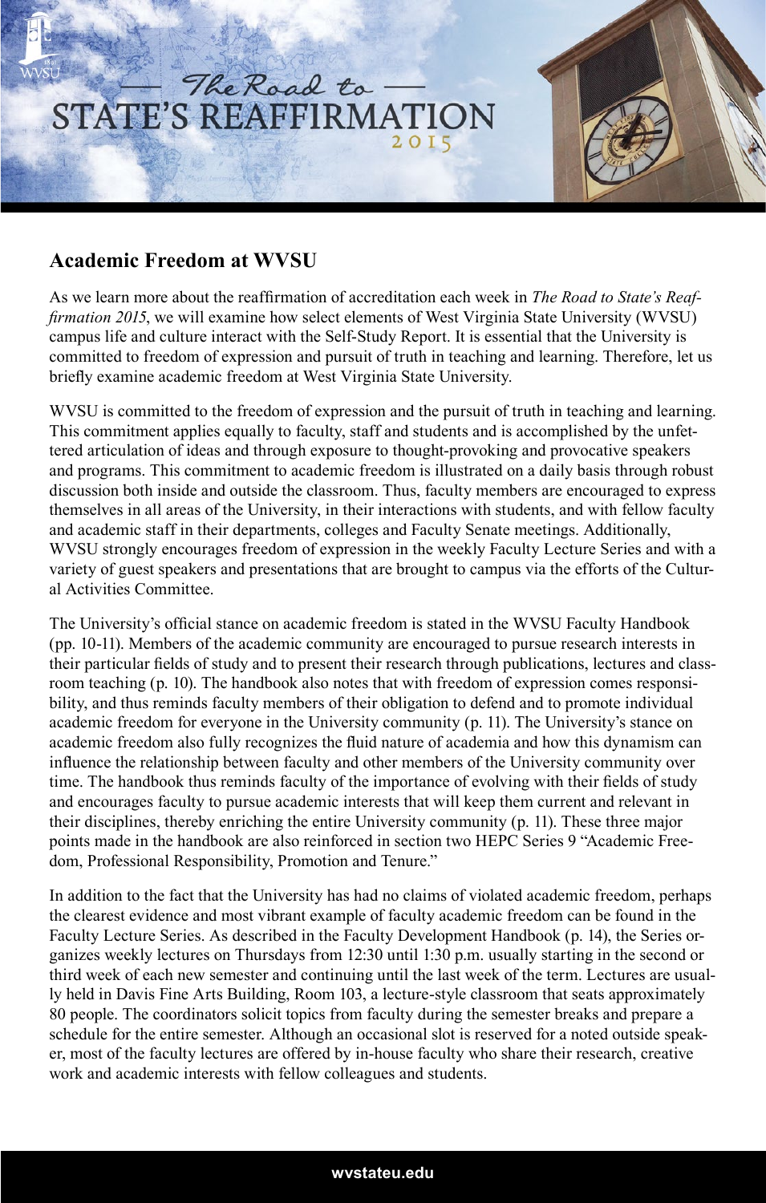# The Road to STATE'S REAFFIRMATION 2015

## Academic Freedom at WVSU

As we learn more about the reaffirmation of accreditation each week in *The Road to State's Reaffirmation 2015*, we will examine how select elements of West Virginia State University (WVSU) campus life and culture interact with the Self-Study Report. It is essential that the University is committed to freedom of expression and pursuit of truth in teaching and learning. Therefore, let us briefly examine academic freedom at West Virginia State University.

WVSU is committed to the freedom of expression and the pursuit of truth in teaching and learning. This commitment applies equally to faculty, staff and students and is accomplished by the unfettered articulation of ideas and through exposure to thought-provoking and provocative speakers and programs. This commitment to academic freedom is illustrated on a daily basis through robust discussion both inside and outside the classroom. Thus, faculty members are encouraged to express themselves in all areas of the University, in their interactions with students, and with fellow faculty and academic staff in their departments, colleges and Faculty Senate meetings. Additionally, WVSU strongly encourages freedom of expression in the weekly Faculty Lecture Series and with a variety of guest speakers and presentations that are brought to campus via the efforts of the Cultural Activities Committee.

The University's official stance on academic freedom is stated in the WVSU Faculty Handbook (pp. 10-11). Members of the academic community are encouraged to pursue research interests in their particular fields of study and to present their research through publications, lectures and classroom teaching (p. 10). The handbook also notes that with freedom of expression comes responsibility, and thus reminds faculty members of their obligation to defend and to promote individual academic freedom for everyone in the University community (p. 11). The University's stance on academic freedom also fully recognizes the fluid nature of academia and how this dynamism can influence the relationship between faculty and other members of the University community over time. The handbook thus reminds faculty of the importance of evolving with their fields of study and encourages faculty to pursue academic interests that will keep them current and relevant in their disciplines, thereby enriching the entire University community (p. 11). These three major points made in the handbook are also reinforced in section two HEPC Series 9 "Academic Freedom, Professional Responsibility, Promotion and Tenure."

In addition to the fact that the University has had no claims of violated academic freedom, perhaps the clearest evidence and most vibrant example of faculty academic freedom can be found in the Faculty Lecture Series. As described in the Faculty Development Handbook (p. 14), the Series organizes weekly lectures on Thursdays from 12:30 until 1:30 p.m. usually starting in the second or third week of each new semester and continuing until the last week of the term. Lectures are usually held in Davis Fine Arts Building, Room 103, a lecture-style classroom that seats approximately 80 people. The coordinators solicit topics from faculty during the semester breaks and prepare a schedule for the entire semester. Although an occasional slot is reserved for a noted outside speaker, most of the faculty lectures are offered by in-house faculty who share their research, creative work and academic interests with fellow colleagues and students.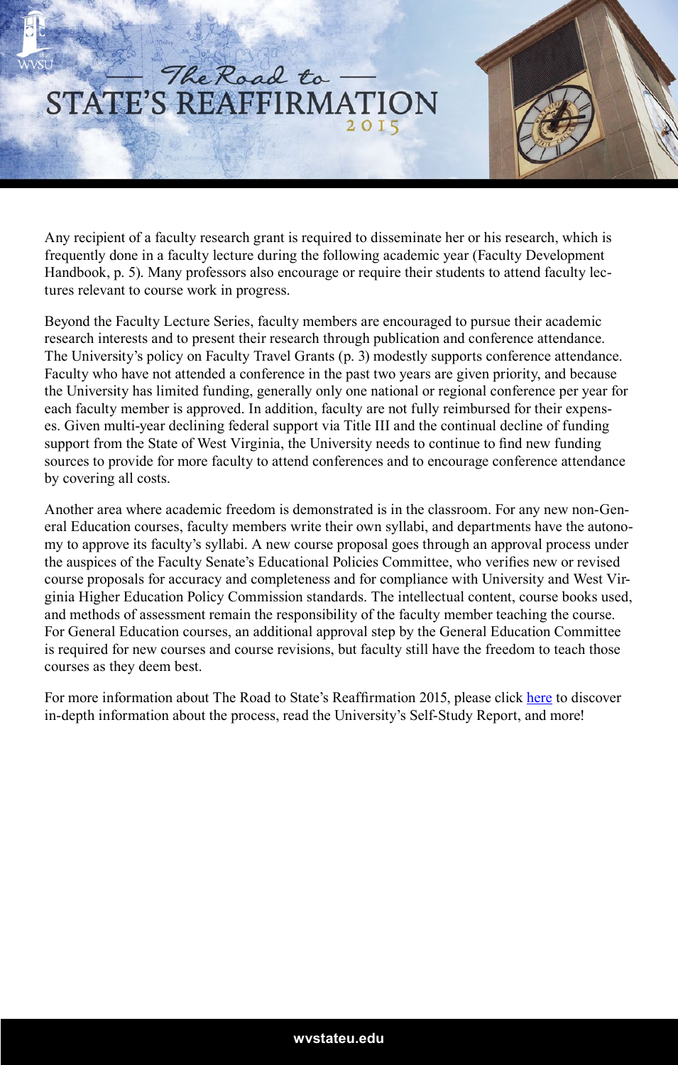# The Road to STATE'S REAFFIRMATION 2015

Any recipient of a faculty research grant is required to disseminate her or his research, which is frequently done in a faculty lecture during the following academic year (Faculty Development Handbook, p. 5). Many professors also encourage or require their students to attend faculty lectures relevant to course work in progress.

Beyond the Faculty Lecture Series, faculty members are encouraged to pursue their academic research interests and to present their research through publication and conference attendance. The University's policy on Faculty Travel Grants (p. 3) modestly supports conference attendance. Faculty who have not attended a conference in the past two years are given priority, and because the University has limited funding, generally only one national or regional conference per year for each faculty member is approved. In addition, faculty are not fully reimbursed for their expenses. Given multi-year declining federal support via Title III and the continual decline of funding support from the State of West Virginia, the University needs to continue to find new funding sources to provide for more faculty to attend conferences and to encourage conference attendance by covering all costs.

Another area where academic freedom is demonstrated is in the classroom. For any new non-General Education courses, faculty members write their own syllabi, and departments have the autonomy to approve its faculty's syllabi. A new course proposal goes through an approval process under the auspices of the Faculty Senate's Educational Policies Committee, who verifies new or revised course proposals for accuracy and completeness and for compliance with University and West Virginia Higher Education Policy Commission standards. The intellectual content, course books used, and methods of assessment remain the responsibility of the faculty member teaching the course. For General Education courses, an additional approval step by the General Education Committee is required for new courses and course revisions, but faculty still have the freedom to teach those courses as they deem best.

For more information about The Road to State's Reaffirmation 2015, please click here to discover in-depth information about the process, read the University's Self-Study Report, and more!

wvstateu.edu